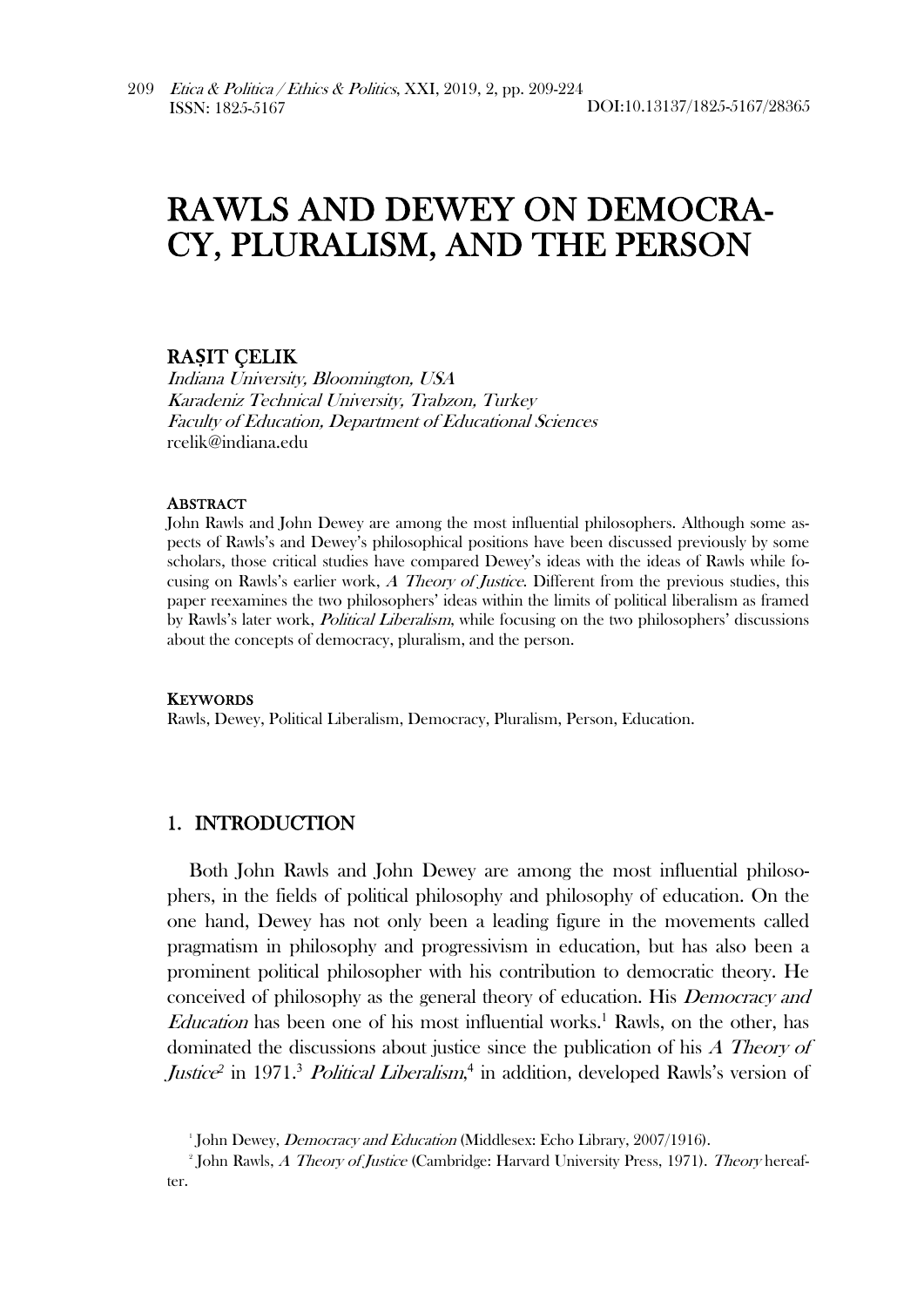# RAWLS AND DEWEY ON DEMOCRACY, PLURALISM, AND THE PERSON

**RAŞIT ÇELIK**

*Indiana University, Bloomington, USA*
*Karadeniz Technical University, Trabzon, Turkey*
*Faculty of Education, Department of Educational Sciences*
rcelik@indiana.edu

**ABSTRACT**

John Rawls and John Dewey are among the most influential philosophers. Although some aspects of Rawls's and Dewey's philosophical positions have been discussed previously by some scholars, those critical studies have compared Dewey's ideas with the ideas of Rawls while focusing on Rawls's earlier work, *A Theory of Justice*. Different from the previous studies, this paper reexamines the two philosophers' ideas within the limits of political liberalism as framed by Rawls's later work, *Political Liberalism*, while focusing on the two philosophers' discussions about the concepts of democracy, pluralism, and the person.

**KEYWORDS**

Rawls, Dewey, Political Liberalism, Democracy, Pluralism, Person, Education.

## 1. INTRODUCTION

Both John Rawls and John Dewey are among the most influential philosophers, in the fields of political philosophy and philosophy of education. On the one hand, Dewey has not only been a leading figure in the movements called pragmatism in philosophy and progressivism in education, but has also been a prominent political philosopher with his contribution to democratic theory. He conceived of philosophy as the general theory of education. His *Democracy and Education* has been one of his most influential works.[1] Rawls, on the other, has dominated the discussions about justice since the publication of his *A Theory of Justice*[2] in 1971.[3] *Political Liberalism*,[4] in addition, developed Rawls's version of

[1] John Dewey, *Democracy and Education* (Middlesex: Echo Library, 2007/1916).

[2] John Rawls, *A Theory of Justice* (Cambridge: Harvard University Press, 1971). *Theory* hereafter.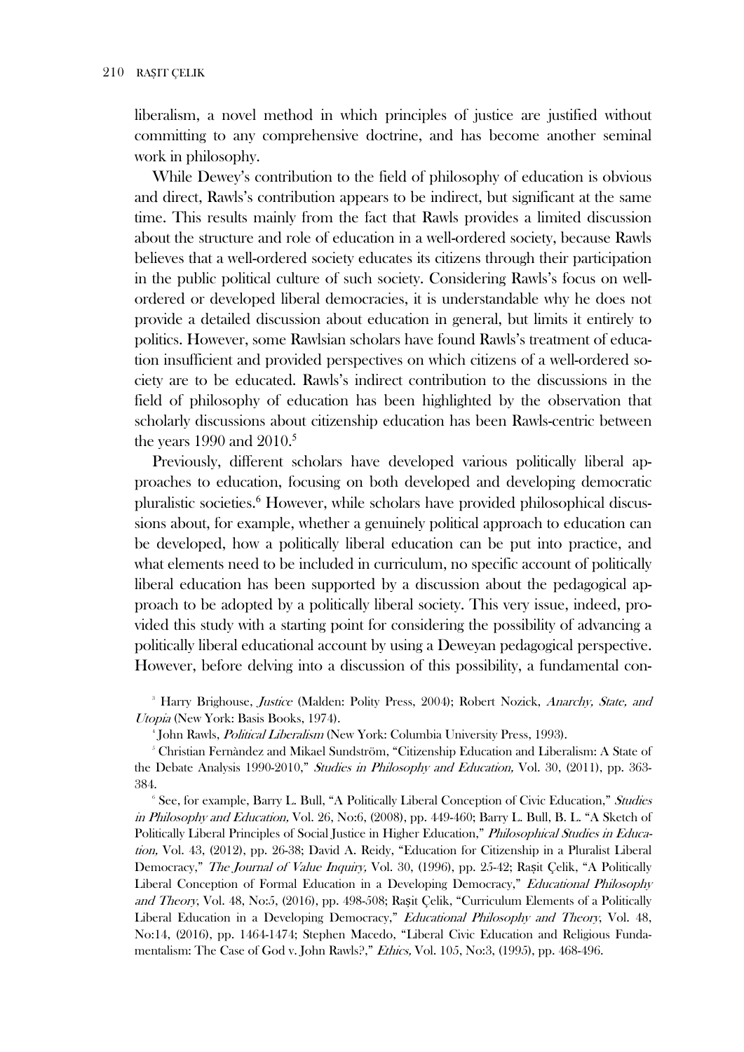liberalism, a novel method in which principles of justice are justified without committing to any comprehensive doctrine, and has become another seminal work in philosophy.

While Dewey's contribution to the field of philosophy of education is obvious and direct, Rawls's contribution appears to be indirect, but significant at the same time. This results mainly from the fact that Rawls provides a limited discussion about the structure and role of education in a well-ordered society, because Rawls believes that a well-ordered society educates its citizens through their participation in the public political culture of such society. Considering Rawls's focus on well-ordered or developed liberal democracies, it is understandable why he does not provide a detailed discussion about education in general, but limits it entirely to politics. However, some Rawlsian scholars have found Rawls's treatment of education insufficient and provided perspectives on which citizens of a well-ordered society are to be educated. Rawls's indirect contribution to the discussions in the field of philosophy of education has been highlighted by the observation that scholarly discussions about citizenship education has been Rawls-centric between the years 1990 and 2010.[5]

Previously, different scholars have developed various politically liberal approaches to education, focusing on both developed and developing democratic pluralistic societies.[6] However, while scholars have provided philosophical discussions about, for example, whether a genuinely political approach to education can be developed, how a politically liberal education can be put into practice, and what elements need to be included in curriculum, no specific account of politically liberal education has been supported by a discussion about the pedagogical approach to be adopted by a politically liberal society. This very issue, indeed, provided this study with a starting point for considering the possibility of advancing a politically liberal educational account by using a Deweyan pedagogical perspective. However, before delving into a discussion of this possibility, a fundamental con-

[3] Harry Brighouse, *Justice* (Malden: Polity Press, 2004); Robert Nozick, *Anarchy, State, and Utopia* (New York: Basis Books, 1974).

[4] John Rawls, *Political Liberalism* (New York: Columbia University Press, 1993).

[5] Christian Fernàndez and Mikael Sundström, "Citizenship Education and Liberalism: A State of the Debate Analysis 1990-2010," *Studies in Philosophy and Education,* Vol. 30, (2011), pp. 363-384.

[6] See, for example, Barry L. Bull, "A Politically Liberal Conception of Civic Education," *Studies in Philosophy and Education,* Vol. 26, No:6, (2008), pp. 449-460; Barry L. Bull, B. L. "A Sketch of Politically Liberal Principles of Social Justice in Higher Education," *Philosophical Studies in Education,* Vol. 43, (2012), pp. 26-38; David A. Reidy, "Education for Citizenship in a Pluralist Liberal Democracy," *The Journal of Value Inquiry,* Vol. 30, (1996), pp. 25-42; Raşit Çelik, "A Politically Liberal Conception of Formal Education in a Developing Democracy," *Educational Philosophy and Theory*, Vol. 48, No:5, (2016), pp. 498-508; Raşit Çelik, "Curriculum Elements of a Politically Liberal Education in a Developing Democracy," *Educational Philosophy and Theory*, Vol. 48, No:14, (2016), pp. 1464-1474; Stephen Macedo, "Liberal Civic Education and Religious Fundamentalism: The Case of God v. John Rawls?," *Ethics,* Vol. 105, No:3, (1995), pp. 468-496.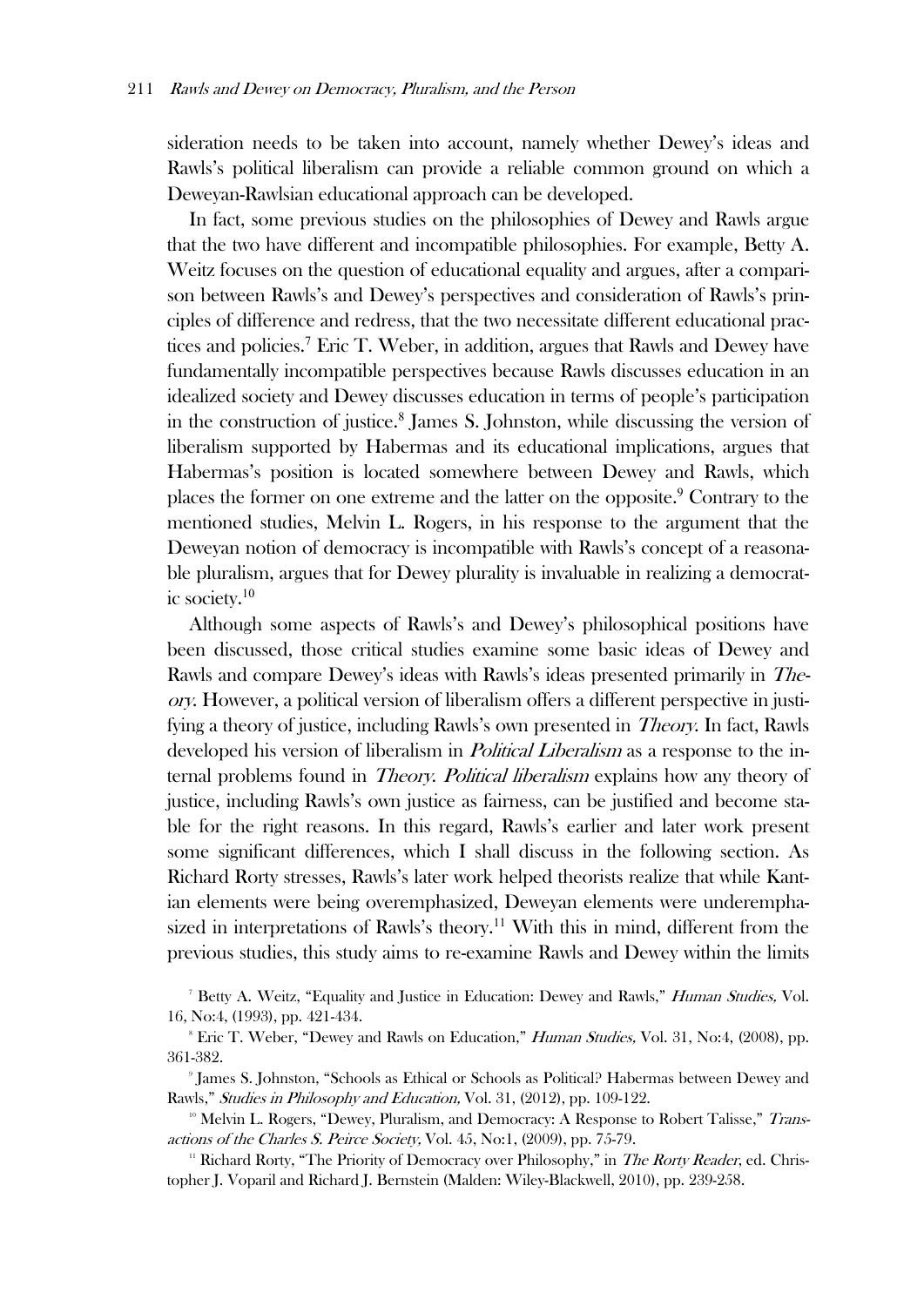sideration needs to be taken into account, namely whether Dewey's ideas and Rawls's political liberalism can provide a reliable common ground on which a Deweyan-Rawlsian educational approach can be developed.

In fact, some previous studies on the philosophies of Dewey and Rawls argue that the two have different and incompatible philosophies. For example, Betty A. Weitz focuses on the question of educational equality and argues, after a comparison between Rawls's and Dewey's perspectives and consideration of Rawls's principles of difference and redress, that the two necessitate different educational practices and policies.[7] Eric T. Weber, in addition, argues that Rawls and Dewey have fundamentally incompatible perspectives because Rawls discusses education in an idealized society and Dewey discusses education in terms of people's participation in the construction of justice.[8] James S. Johnston, while discussing the version of liberalism supported by Habermas and its educational implications, argues that Habermas's position is located somewhere between Dewey and Rawls, which places the former on one extreme and the latter on the opposite.[9] Contrary to the mentioned studies, Melvin L. Rogers, in his response to the argument that the Deweyan notion of democracy is incompatible with Rawls's concept of a reasonable pluralism, argues that for Dewey plurality is invaluable in realizing a democratic society.[10]

Although some aspects of Rawls's and Dewey's philosophical positions have been discussed, those critical studies examine some basic ideas of Dewey and Rawls and compare Dewey's ideas with Rawls's ideas presented primarily in *Theory*. However, a political version of liberalism offers a different perspective in justifying a theory of justice, including Rawls's own presented in *Theory*. In fact, Rawls developed his version of liberalism in *Political Liberalism* as a response to the internal problems found in *Theory*. *Political liberalism* explains how any theory of justice, including Rawls's own justice as fairness, can be justified and become stable for the right reasons. In this regard, Rawls's earlier and later work present some significant differences, which I shall discuss in the following section. As Richard Rorty stresses, Rawls's later work helped theorists realize that while Kantian elements were being overemphasized, Deweyan elements were underemphasized in interpretations of Rawls's theory.[11] With this in mind, different from the previous studies, this study aims to re-examine Rawls and Dewey within the limits

[7] Betty A. Weitz, "Equality and Justice in Education: Dewey and Rawls," *Human Studies,* Vol. 16, No:4, (1993), pp. 421-434.

[8] Eric T. Weber, "Dewey and Rawls on Education," *Human Studies,* Vol. 31, No:4, (2008), pp. 361-382.

[9] James S. Johnston, "Schools as Ethical or Schools as Political? Habermas between Dewey and Rawls," *Studies in Philosophy and Education,* Vol. 31, (2012), pp. 109-122.

[10] Melvin L. Rogers, "Dewey, Pluralism, and Democracy: A Response to Robert Talisse," *Transactions of the Charles S. Peirce Society,* Vol. 45, No:1, (2009), pp. 75-79.

[11] Richard Rorty, "The Priority of Democracy over Philosophy," in *The Rorty Reader*, ed. Christopher J. Voparil and Richard J. Bernstein (Malden: Wiley-Blackwell, 2010), pp. 239-258.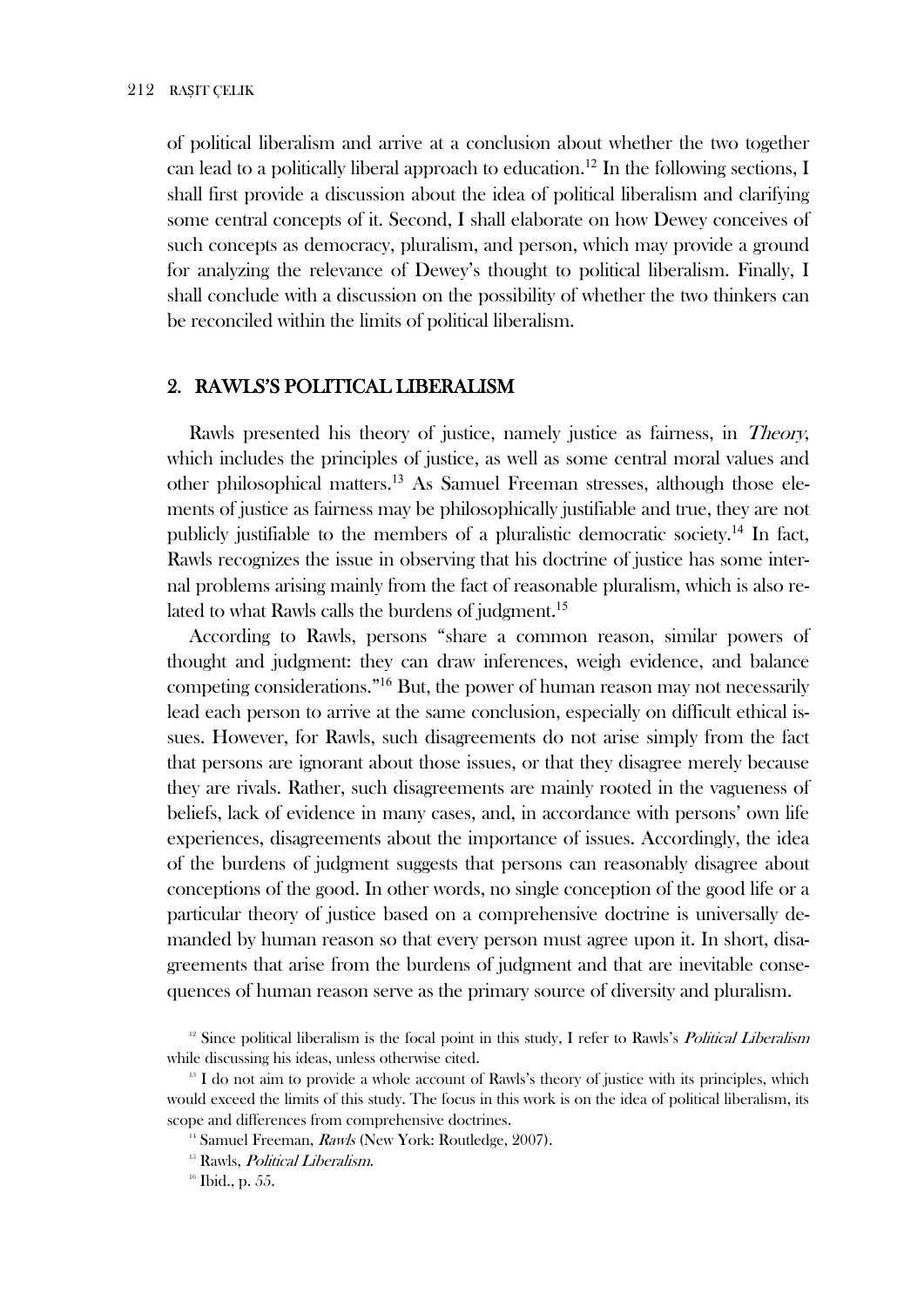of political liberalism and arrive at a conclusion about whether the two together can lead to a politically liberal approach to education.[12] In the following sections, I shall first provide a discussion about the idea of political liberalism and clarifying some central concepts of it. Second, I shall elaborate on how Dewey conceives of such concepts as democracy, pluralism, and person, which may provide a ground for analyzing the relevance of Dewey's thought to political liberalism. Finally, I shall conclude with a discussion on the possibility of whether the two thinkers can be reconciled within the limits of political liberalism.

## 2. RAWLS'S POLITICAL LIBERALISM

Rawls presented his theory of justice, namely justice as fairness, in *Theory*, which includes the principles of justice, as well as some central moral values and other philosophical matters.[13] As Samuel Freeman stresses, although those elements of justice as fairness may be philosophically justifiable and true, they are not publicly justifiable to the members of a pluralistic democratic society.[14] In fact, Rawls recognizes the issue in observing that his doctrine of justice has some internal problems arising mainly from the fact of reasonable pluralism, which is also related to what Rawls calls the burdens of judgment.[15]

According to Rawls, persons "share a common reason, similar powers of thought and judgment: they can draw inferences, weigh evidence, and balance competing considerations."[16] But, the power of human reason may not necessarily lead each person to arrive at the same conclusion, especially on difficult ethical issues. However, for Rawls, such disagreements do not arise simply from the fact that persons are ignorant about those issues, or that they disagree merely because they are rivals. Rather, such disagreements are mainly rooted in the vagueness of beliefs, lack of evidence in many cases, and, in accordance with persons' own life experiences, disagreements about the importance of issues. Accordingly, the idea of the burdens of judgment suggests that persons can reasonably disagree about conceptions of the good. In other words, no single conception of the good life or a particular theory of justice based on a comprehensive doctrine is universally demanded by human reason so that every person must agree upon it. In short, disagreements that arise from the burdens of judgment and that are inevitable consequences of human reason serve as the primary source of diversity and pluralism.

[12] Since political liberalism is the focal point in this study, I refer to Rawls's *Political Liberalism* while discussing his ideas, unless otherwise cited.

[13] I do not aim to provide a whole account of Rawls's theory of justice with its principles, which would exceed the limits of this study. The focus in this work is on the idea of political liberalism, its scope and differences from comprehensive doctrines.

[14] Samuel Freeman, *Rawls* (New York: Routledge, 2007).

[15] Rawls, *Political Liberalism*.

[16] Ibid., p. 55.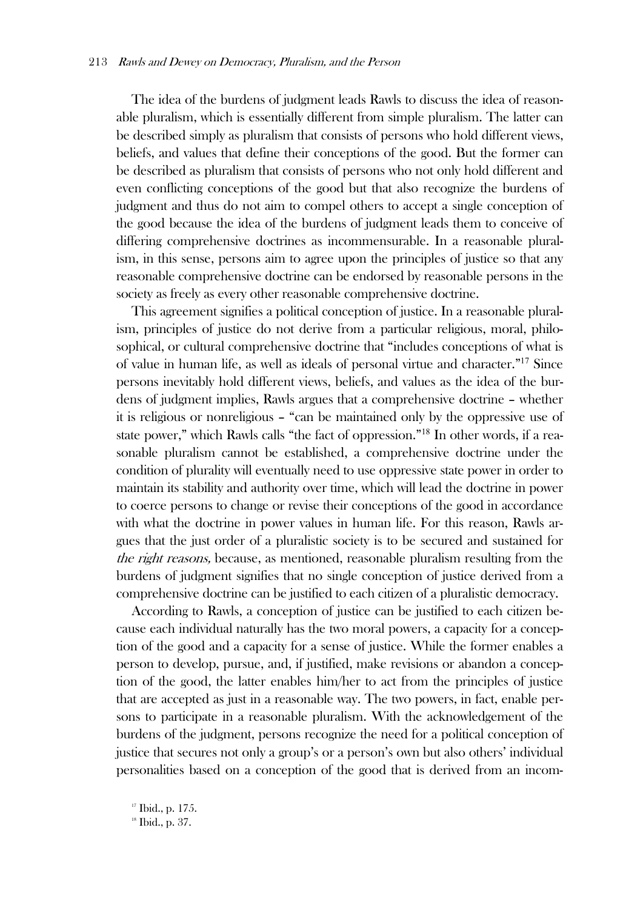The idea of the burdens of judgment leads Rawls to discuss the idea of reasonable pluralism, which is essentially different from simple pluralism. The latter can be described simply as pluralism that consists of persons who hold different views, beliefs, and values that define their conceptions of the good. But the former can be described as pluralism that consists of persons who not only hold different and even conflicting conceptions of the good but that also recognize the burdens of judgment and thus do not aim to compel others to accept a single conception of the good because the idea of the burdens of judgment leads them to conceive of differing comprehensive doctrines as incommensurable. In a reasonable pluralism, in this sense, persons aim to agree upon the principles of justice so that any reasonable comprehensive doctrine can be endorsed by reasonable persons in the society as freely as every other reasonable comprehensive doctrine.

This agreement signifies a political conception of justice. In a reasonable pluralism, principles of justice do not derive from a particular religious, moral, philosophical, or cultural comprehensive doctrine that "includes conceptions of what is of value in human life, as well as ideals of personal virtue and character."[17] Since persons inevitably hold different views, beliefs, and values as the idea of the burdens of judgment implies, Rawls argues that a comprehensive doctrine – whether it is religious or nonreligious – "can be maintained only by the oppressive use of state power," which Rawls calls "the fact of oppression."[18] In other words, if a reasonable pluralism cannot be established, a comprehensive doctrine under the condition of plurality will eventually need to use oppressive state power in order to maintain its stability and authority over time, which will lead the doctrine in power to coerce persons to change or revise their conceptions of the good in accordance with what the doctrine in power values in human life. For this reason, Rawls argues that the just order of a pluralistic society is to be secured and sustained for *the right reasons,* because, as mentioned, reasonable pluralism resulting from the burdens of judgment signifies that no single conception of justice derived from a comprehensive doctrine can be justified to each citizen of a pluralistic democracy.

According to Rawls, a conception of justice can be justified to each citizen because each individual naturally has the two moral powers, a capacity for a conception of the good and a capacity for a sense of justice. While the former enables a person to develop, pursue, and, if justified, make revisions or abandon a conception of the good, the latter enables him/her to act from the principles of justice that are accepted as just in a reasonable way. The two powers, in fact, enable persons to participate in a reasonable pluralism. With the acknowledgement of the burdens of the judgment, persons recognize the need for a political conception of justice that secures not only a group's or a person's own but also others' individual personalities based on a conception of the good that is derived from an incom-

[17] Ibid., p. 175.

[18] Ibid., p. 37.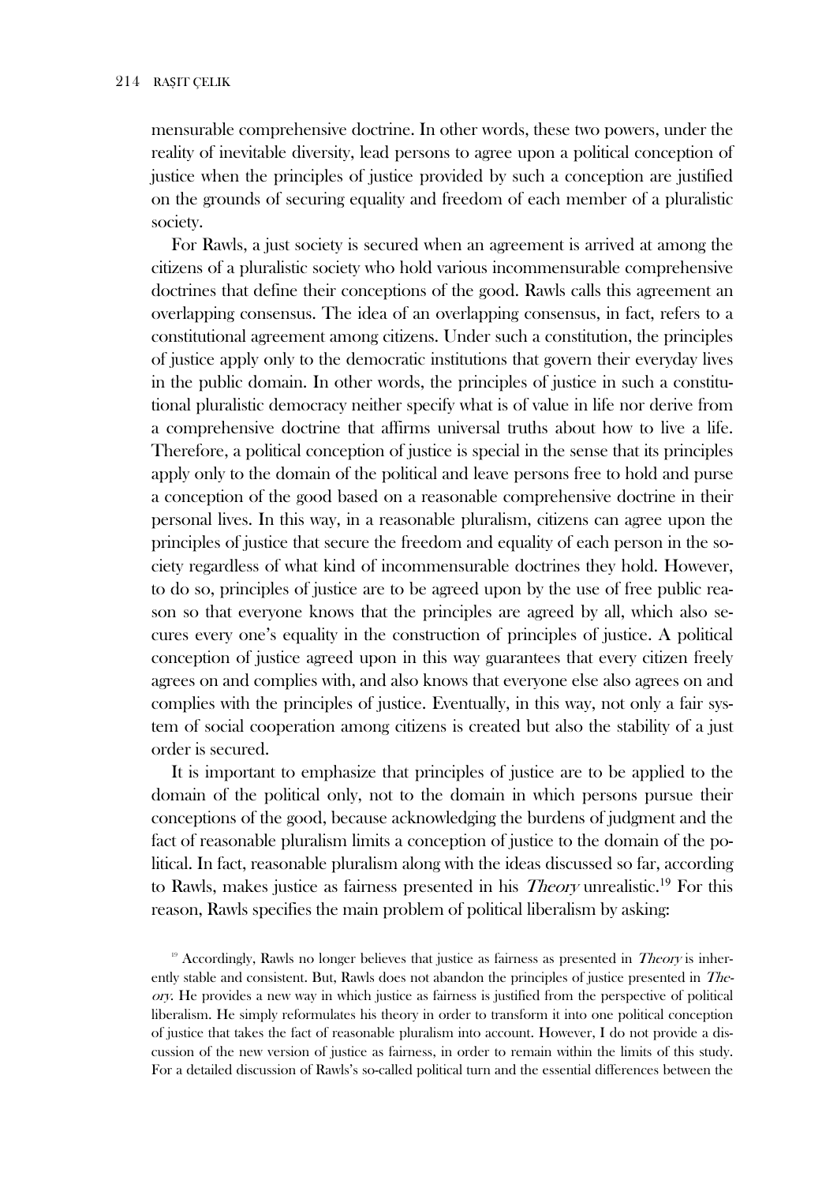mensurable comprehensive doctrine. In other words, these two powers, under the reality of inevitable diversity, lead persons to agree upon a political conception of justice when the principles of justice provided by such a conception are justified on the grounds of securing equality and freedom of each member of a pluralistic society.

For Rawls, a just society is secured when an agreement is arrived at among the citizens of a pluralistic society who hold various incommensurable comprehensive doctrines that define their conceptions of the good. Rawls calls this agreement an overlapping consensus. The idea of an overlapping consensus, in fact, refers to a constitutional agreement among citizens. Under such a constitution, the principles of justice apply only to the democratic institutions that govern their everyday lives in the public domain. In other words, the principles of justice in such a constitutional pluralistic democracy neither specify what is of value in life nor derive from a comprehensive doctrine that affirms universal truths about how to live a life. Therefore, a political conception of justice is special in the sense that its principles apply only to the domain of the political and leave persons free to hold and purse a conception of the good based on a reasonable comprehensive doctrine in their personal lives. In this way, in a reasonable pluralism, citizens can agree upon the principles of justice that secure the freedom and equality of each person in the society regardless of what kind of incommensurable doctrines they hold. However, to do so, principles of justice are to be agreed upon by the use of free public reason so that everyone knows that the principles are agreed by all, which also secures every one's equality in the construction of principles of justice. A political conception of justice agreed upon in this way guarantees that every citizen freely agrees on and complies with, and also knows that everyone else also agrees on and complies with the principles of justice. Eventually, in this way, not only a fair system of social cooperation among citizens is created but also the stability of a just order is secured.

It is important to emphasize that principles of justice are to be applied to the domain of the political only, not to the domain in which persons pursue their conceptions of the good, because acknowledging the burdens of judgment and the fact of reasonable pluralism limits a conception of justice to the domain of the political. In fact, reasonable pluralism along with the ideas discussed so far, according to Rawls, makes justice as fairness presented in his *Theory* unrealistic.[19] For this reason, Rawls specifies the main problem of political liberalism by asking:

[19] Accordingly, Rawls no longer believes that justice as fairness as presented in *Theory* is inherently stable and consistent. But, Rawls does not abandon the principles of justice presented in *Theory*. He provides a new way in which justice as fairness is justified from the perspective of political liberalism. He simply reformulates his theory in order to transform it into one political conception of justice that takes the fact of reasonable pluralism into account. However, I do not provide a discussion of the new version of justice as fairness, in order to remain within the limits of this study. For a detailed discussion of Rawls's so-called political turn and the essential differences between the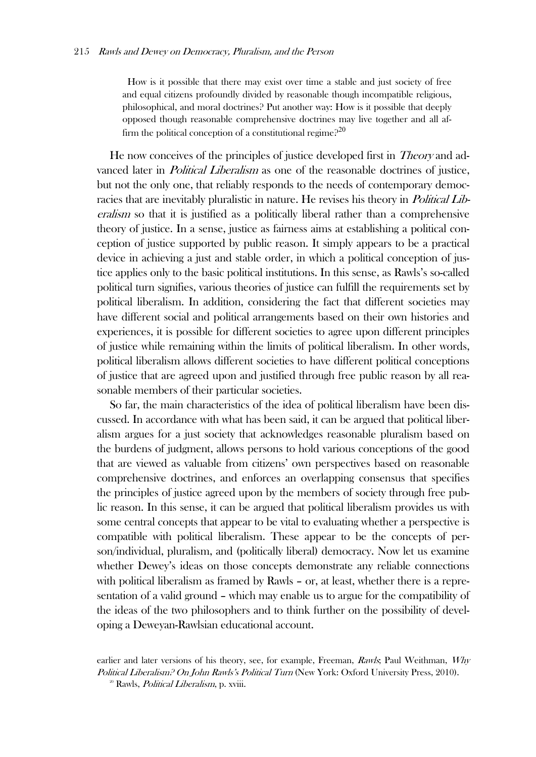> How is it possible that there may exist over time a stable and just society of free and equal citizens profoundly divided by reasonable though incompatible religious, philosophical, and moral doctrines? Put another way: How is it possible that deeply opposed though reasonable comprehensive doctrines may live together and all affirm the political conception of a constitutional regime?[20]

He now conceives of the principles of justice developed first in *Theory* and advanced later in *Political Liberalism* as one of the reasonable doctrines of justice, but not the only one, that reliably responds to the needs of contemporary democracies that are inevitably pluralistic in nature. He revises his theory in *Political Liberalism* so that it is justified as a politically liberal rather than a comprehensive theory of justice. In a sense, justice as fairness aims at establishing a political conception of justice supported by public reason. It simply appears to be a practical device in achieving a just and stable order, in which a political conception of justice applies only to the basic political institutions. In this sense, as Rawls's so-called political turn signifies, various theories of justice can fulfill the requirements set by political liberalism. In addition, considering the fact that different societies may have different social and political arrangements based on their own histories and experiences, it is possible for different societies to agree upon different principles of justice while remaining within the limits of political liberalism. In other words, political liberalism allows different societies to have different political conceptions of justice that are agreed upon and justified through free public reason by all reasonable members of their particular societies.

So far, the main characteristics of the idea of political liberalism have been discussed. In accordance with what has been said, it can be argued that political liberalism argues for a just society that acknowledges reasonable pluralism based on the burdens of judgment, allows persons to hold various conceptions of the good that are viewed as valuable from citizens' own perspectives based on reasonable comprehensive doctrines, and enforces an overlapping consensus that specifies the principles of justice agreed upon by the members of society through free public reason. In this sense, it can be argued that political liberalism provides us with some central concepts that appear to be vital to evaluating whether a perspective is compatible with political liberalism. These appear to be the concepts of person/individual, pluralism, and (politically liberal) democracy. Now let us examine whether Dewey's ideas on those concepts demonstrate any reliable connections with political liberalism as framed by Rawls – or, at least, whether there is a representation of a valid ground – which may enable us to argue for the compatibility of the ideas of the two philosophers and to think further on the possibility of developing a Deweyan-Rawlsian educational account.

earlier and later versions of his theory, see, for example, Freeman, *Rawls*; Paul Weithman, *Why Political Liberalism? On John Rawls's Political Turn* (New York: Oxford University Press, 2010).

[20] Rawls, *Political Liberalism*, p. xviii.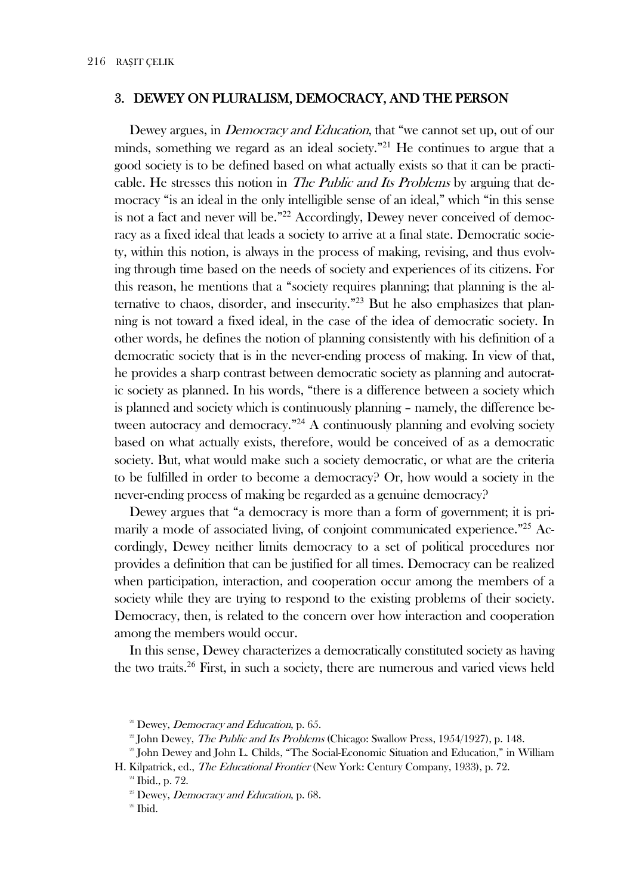## 3. DEWEY ON PLURALISM, DEMOCRACY, AND THE PERSON

Dewey argues, in *Democracy and Education*, that "we cannot set up, out of our minds, something we regard as an ideal society."[21] He continues to argue that a good society is to be defined based on what actually exists so that it can be practicable. He stresses this notion in *The Public and Its Problems* by arguing that democracy "is an ideal in the only intelligible sense of an ideal," which "in this sense is not a fact and never will be."[22] Accordingly, Dewey never conceived of democracy as a fixed ideal that leads a society to arrive at a final state. Democratic society, within this notion, is always in the process of making, revising, and thus evolving through time based on the needs of society and experiences of its citizens. For this reason, he mentions that a "society requires planning; that planning is the alternative to chaos, disorder, and insecurity."[23] But he also emphasizes that planning is not toward a fixed ideal, in the case of the idea of democratic society. In other words, he defines the notion of planning consistently with his definition of a democratic society that is in the never-ending process of making. In view of that, he provides a sharp contrast between democratic society as planning and autocratic society as planned. In his words, "there is a difference between a society which is planned and society which is continuously planning – namely, the difference between autocracy and democracy."[24] A continuously planning and evolving society based on what actually exists, therefore, would be conceived of as a democratic society. But, what would make such a society democratic, or what are the criteria to be fulfilled in order to become a democracy? Or, how would a society in the never-ending process of making be regarded as a genuine democracy?

Dewey argues that "a democracy is more than a form of government; it is primarily a mode of associated living, of conjoint communicated experience."[25] Accordingly, Dewey neither limits democracy to a set of political procedures nor provides a definition that can be justified for all times. Democracy can be realized when participation, interaction, and cooperation occur among the members of a society while they are trying to respond to the existing problems of their society. Democracy, then, is related to the concern over how interaction and cooperation among the members would occur.

In this sense, Dewey characterizes a democratically constituted society as having the two traits.[26] First, in such a society, there are numerous and varied views held

[21] Dewey, *Democracy and Education*, p. 65.

[22] John Dewey, *The Public and Its Problems* (Chicago: Swallow Press, 1954/1927), p. 148.

[23] John Dewey and John L. Childs, "The Social-Economic Situation and Education," in William H. Kilpatrick, ed., *The Educational Frontier* (New York: Century Company, 1933), p. 72.

[24] Ibid., p. 72.

[25] Dewey, *Democracy and Education*, p. 68.

[26] Ibid.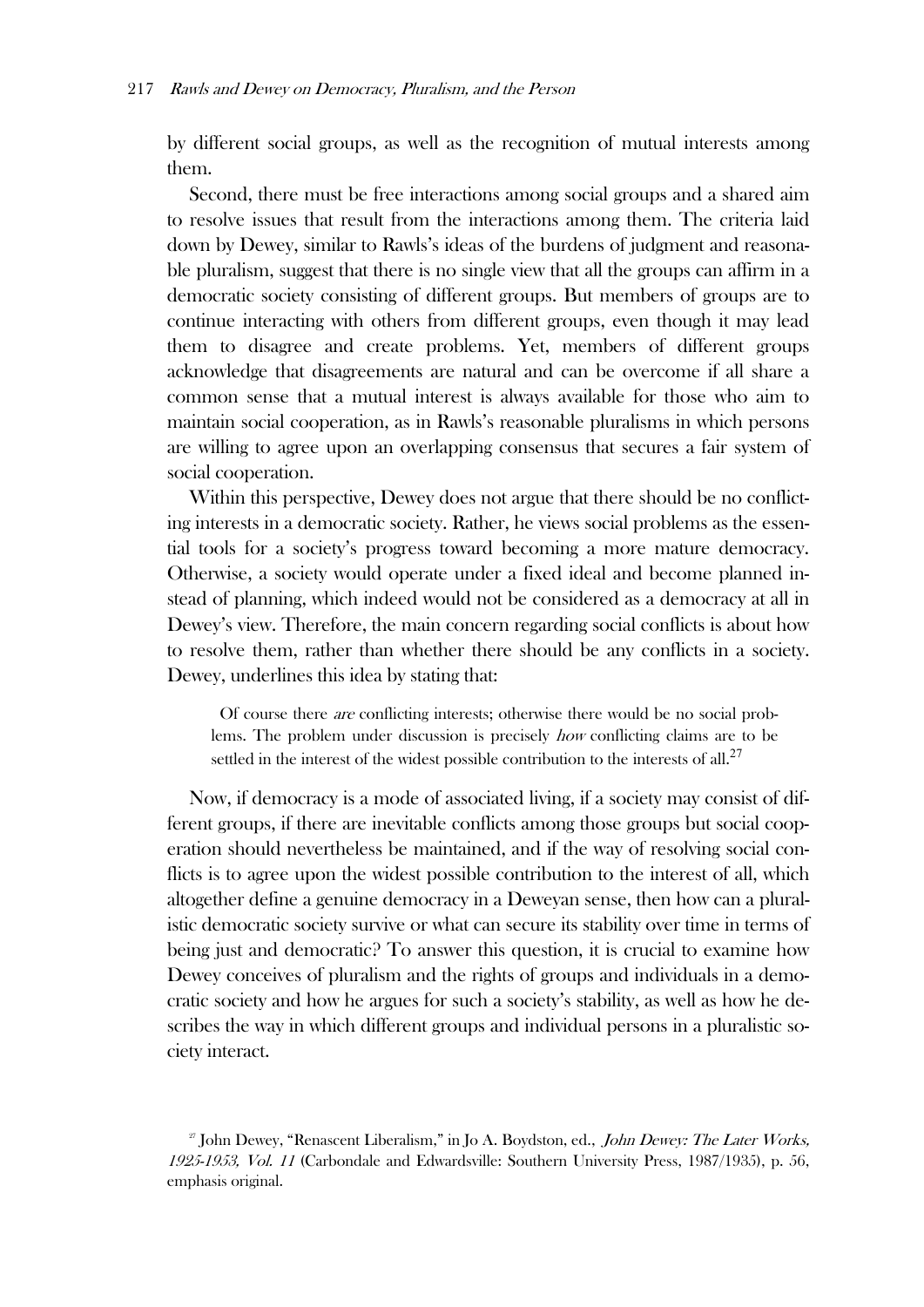by different social groups, as well as the recognition of mutual interests among them.

Second, there must be free interactions among social groups and a shared aim to resolve issues that result from the interactions among them. The criteria laid down by Dewey, similar to Rawls's ideas of the burdens of judgment and reasonable pluralism, suggest that there is no single view that all the groups can affirm in a democratic society consisting of different groups. But members of groups are to continue interacting with others from different groups, even though it may lead them to disagree and create problems. Yet, members of different groups acknowledge that disagreements are natural and can be overcome if all share a common sense that a mutual interest is always available for those who aim to maintain social cooperation, as in Rawls's reasonable pluralisms in which persons are willing to agree upon an overlapping consensus that secures a fair system of social cooperation.

Within this perspective, Dewey does not argue that there should be no conflicting interests in a democratic society. Rather, he views social problems as the essential tools for a society's progress toward becoming a more mature democracy. Otherwise, a society would operate under a fixed ideal and become planned instead of planning, which indeed would not be considered as a democracy at all in Dewey's view. Therefore, the main concern regarding social conflicts is about how to resolve them, rather than whether there should be any conflicts in a society. Dewey, underlines this idea by stating that:

> Of course there *are* conflicting interests; otherwise there would be no social problems. The problem under discussion is precisely *how* conflicting claims are to be settled in the interest of the widest possible contribution to the interests of all.[27]

Now, if democracy is a mode of associated living, if a society may consist of different groups, if there are inevitable conflicts among those groups but social cooperation should nevertheless be maintained, and if the way of resolving social conflicts is to agree upon the widest possible contribution to the interest of all, which altogether define a genuine democracy in a Deweyan sense, then how can a pluralistic democratic society survive or what can secure its stability over time in terms of being just and democratic? To answer this question, it is crucial to examine how Dewey conceives of pluralism and the rights of groups and individuals in a democratic society and how he argues for such a society's stability, as well as how he describes the way in which different groups and individual persons in a pluralistic society interact.

[27] John Dewey, "Renascent Liberalism," in Jo A. Boydston, ed., *John Dewey: The Later Works, 1925-1953, Vol. 11* (Carbondale and Edwardsville: Southern University Press, 1987/1935), p. 56, emphasis original.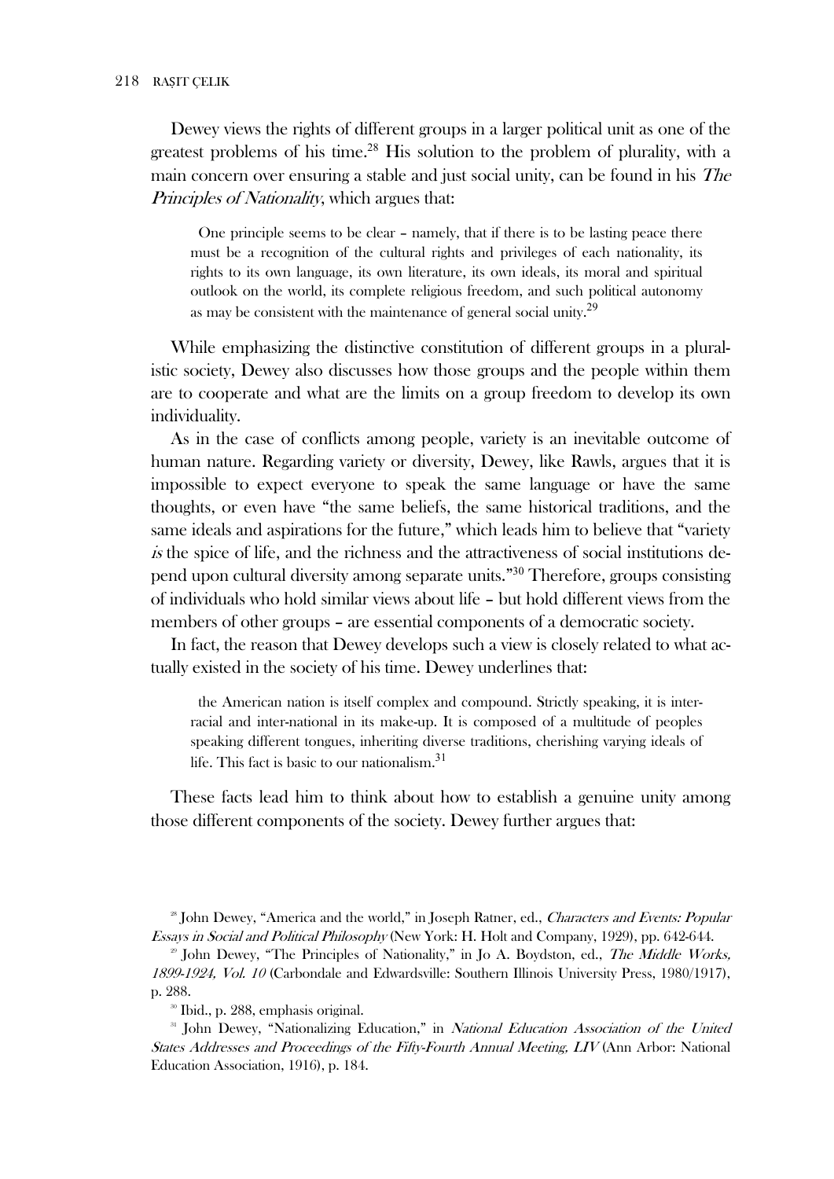Dewey views the rights of different groups in a larger political unit as one of the greatest problems of his time.[28] His solution to the problem of plurality, with a main concern over ensuring a stable and just social unity, can be found in his *The Principles of Nationality*, which argues that:

> One principle seems to be clear – namely, that if there is to be lasting peace there must be a recognition of the cultural rights and privileges of each nationality, its rights to its own language, its own literature, its own ideals, its moral and spiritual outlook on the world, its complete religious freedom, and such political autonomy as may be consistent with the maintenance of general social unity.[29]

While emphasizing the distinctive constitution of different groups in a pluralistic society, Dewey also discusses how those groups and the people within them are to cooperate and what are the limits on a group freedom to develop its own individuality.

As in the case of conflicts among people, variety is an inevitable outcome of human nature. Regarding variety or diversity, Dewey, like Rawls, argues that it is impossible to expect everyone to speak the same language or have the same thoughts, or even have "the same beliefs, the same historical traditions, and the same ideals and aspirations for the future," which leads him to believe that "variety *is* the spice of life, and the richness and the attractiveness of social institutions depend upon cultural diversity among separate units."[30] Therefore, groups consisting of individuals who hold similar views about life – but hold different views from the members of other groups – are essential components of a democratic society.

In fact, the reason that Dewey develops such a view is closely related to what actually existed in the society of his time. Dewey underlines that:

> the American nation is itself complex and compound. Strictly speaking, it is interracial and inter-national in its make-up. It is composed of a multitude of peoples speaking different tongues, inheriting diverse traditions, cherishing varying ideals of life. This fact is basic to our nationalism.[31]

These facts lead him to think about how to establish a genuine unity among those different components of the society. Dewey further argues that:

[28] John Dewey, "America and the world," in Joseph Ratner, ed., *Characters and Events: Popular Essays in Social and Political Philosophy* (New York: H. Holt and Company, 1929), pp. 642-644.

[29] John Dewey, "The Principles of Nationality," in Jo A. Boydston, ed., *The Middle Works, 1899-1924, Vol. 10* (Carbondale and Edwardsville: Southern Illinois University Press, 1980/1917), p. 288.

[30] Ibid., p. 288, emphasis original.

[31] John Dewey, "Nationalizing Education," in *National Education Association of the United States Addresses and Proceedings of the Fifty-Fourth Annual Meeting, LIV* (Ann Arbor: National Education Association, 1916), p. 184.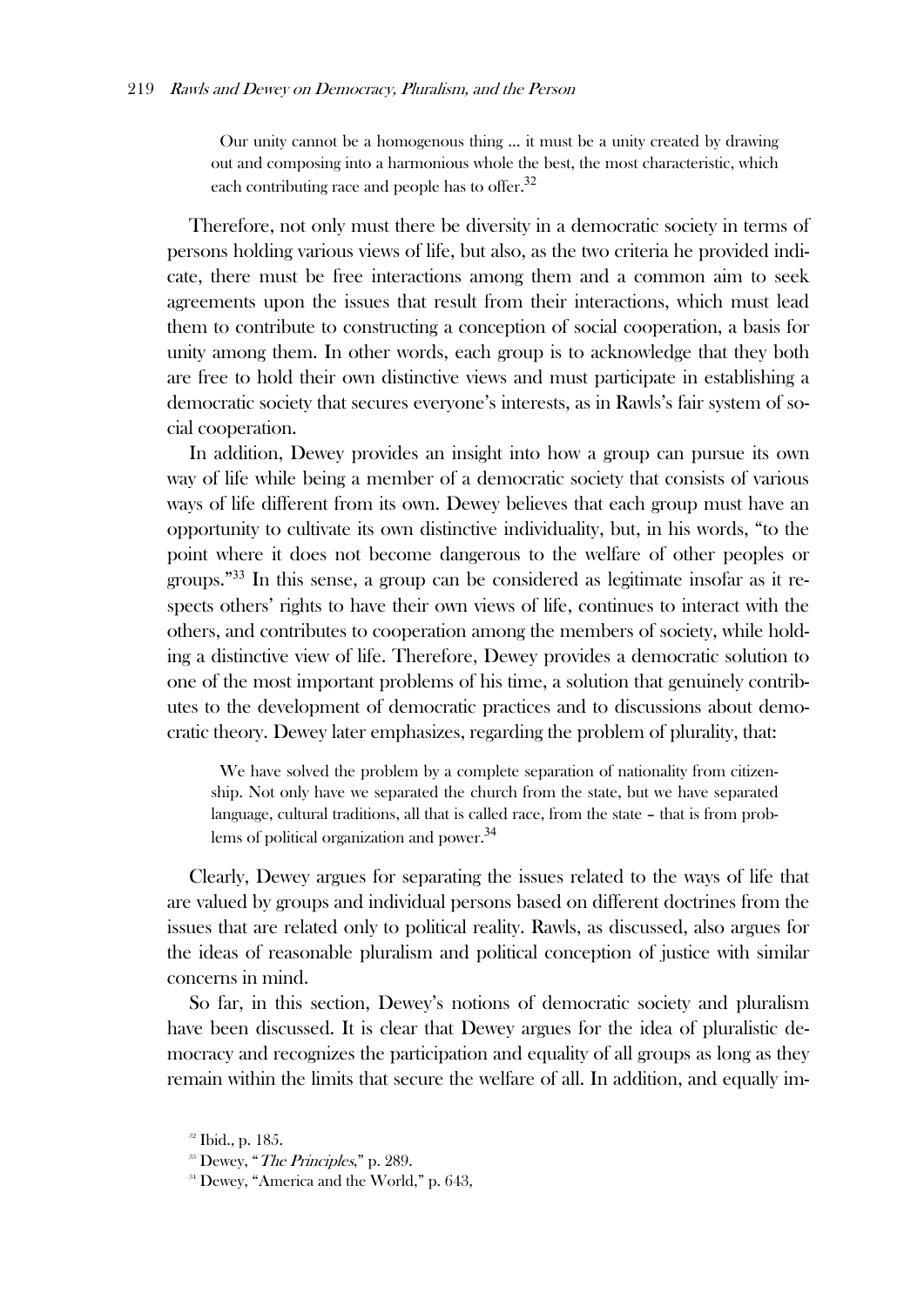> Our unity cannot be a homogenous thing … it must be a unity created by drawing out and composing into a harmonious whole the best, the most characteristic, which each contributing race and people has to offer.[32]

Therefore, not only must there be diversity in a democratic society in terms of persons holding various views of life, but also, as the two criteria he provided indicate, there must be free interactions among them and a common aim to seek agreements upon the issues that result from their interactions, which must lead them to contribute to constructing a conception of social cooperation, a basis for unity among them. In other words, each group is to acknowledge that they both are free to hold their own distinctive views and must participate in establishing a democratic society that secures everyone's interests, as in Rawls's fair system of social cooperation.

In addition, Dewey provides an insight into how a group can pursue its own way of life while being a member of a democratic society that consists of various ways of life different from its own. Dewey believes that each group must have an opportunity to cultivate its own distinctive individuality, but, in his words, "to the point where it does not become dangerous to the welfare of other peoples or groups."[33] In this sense, a group can be considered as legitimate insofar as it respects others' rights to have their own views of life, continues to interact with the others, and contributes to cooperation among the members of society, while holding a distinctive view of life. Therefore, Dewey provides a democratic solution to one of the most important problems of his time, a solution that genuinely contributes to the development of democratic practices and to discussions about democratic theory. Dewey later emphasizes, regarding the problem of plurality, that:

> We have solved the problem by a complete separation of nationality from citizenship. Not only have we separated the church from the state, but we have separated language, cultural traditions, all that is called race, from the state – that is from problems of political organization and power.[34]

Clearly, Dewey argues for separating the issues related to the ways of life that are valued by groups and individual persons based on different doctrines from the issues that are related only to political reality. Rawls, as discussed, also argues for the ideas of reasonable pluralism and political conception of justice with similar concerns in mind.

So far, in this section, Dewey's notions of democratic society and pluralism have been discussed. It is clear that Dewey argues for the idea of pluralistic democracy and recognizes the participation and equality of all groups as long as they remain within the limits that secure the welfare of all. In addition, and equally im-

[32] Ibid., p. 185.

[33] Dewey, "*The Principles*," p. 289.

[34] Dewey, "America and the World," p. 643,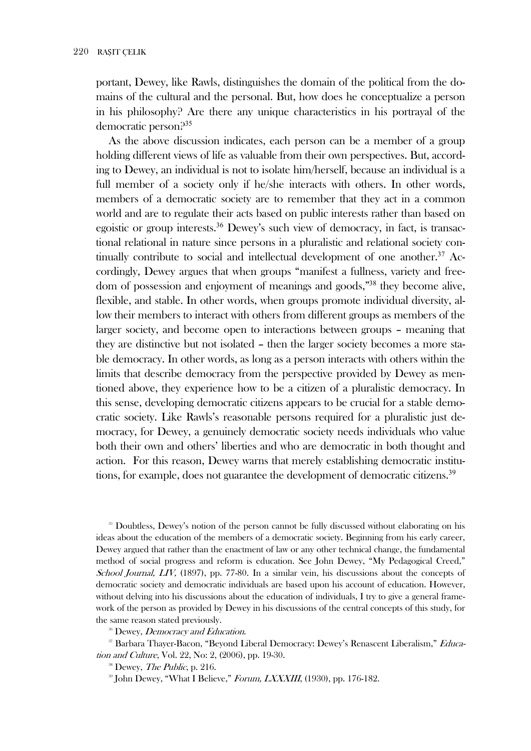portant, Dewey, like Rawls, distinguishes the domain of the political from the domains of the cultural and the personal. But, how does he conceptualize a person in his philosophy? Are there any unique characteristics in his portrayal of the democratic person?[35]

As the above discussion indicates, each person can be a member of a group holding different views of life as valuable from their own perspectives. But, according to Dewey, an individual is not to isolate him/herself, because an individual is a full member of a society only if he/she interacts with others. In other words, members of a democratic society are to remember that they act in a common world and are to regulate their acts based on public interests rather than based on egoistic or group interests.[36] Dewey's such view of democracy, in fact, is transactional relational in nature since persons in a pluralistic and relational society continually contribute to social and intellectual development of one another.[37] Accordingly, Dewey argues that when groups "manifest a fullness, variety and freedom of possession and enjoyment of meanings and goods,"[38] they become alive, flexible, and stable. In other words, when groups promote individual diversity, allow their members to interact with others from different groups as members of the larger society, and become open to interactions between groups – meaning that they are distinctive but not isolated – then the larger society becomes a more stable democracy. In other words, as long as a person interacts with others within the limits that describe democracy from the perspective provided by Dewey as mentioned above, they experience how to be a citizen of a pluralistic democracy. In this sense, developing democratic citizens appears to be crucial for a stable democratic society. Like Rawls's reasonable persons required for a pluralistic just democracy, for Dewey, a genuinely democratic society needs individuals who value both their own and others' liberties and who are democratic in both thought and action. For this reason, Dewey warns that merely establishing democratic institutions, for example, does not guarantee the development of democratic citizens.[39]

[35] Doubtless, Dewey's notion of the person cannot be fully discussed without elaborating on his ideas about the education of the members of a democratic society. Beginning from his early career, Dewey argued that rather than the enactment of law or any other technical change, the fundamental method of social progress and reform is education. See John Dewey, "My Pedagogical Creed," *School Journal, LIV,* (1897), pp. 77-80. In a similar vein, his discussions about the concepts of democratic society and democratic individuals are based upon his account of education. However, without delving into his discussions about the education of individuals, I try to give a general framework of the person as provided by Dewey in his discussions of the central concepts of this study, for the same reason stated previously.

[36] Dewey, *Democracy and Education*.

[37] Barbara Thayer-Bacon, "Beyond Liberal Democracy: Dewey's Renascent Liberalism," *Education and Culture*, Vol. 22, No: 2, (2006), pp. 19-30.

[38] Dewey, *The Public*, p. 216.

[39] John Dewey, "What I Believe," *Forum, LXXXIII*, (1930), pp. 176-182.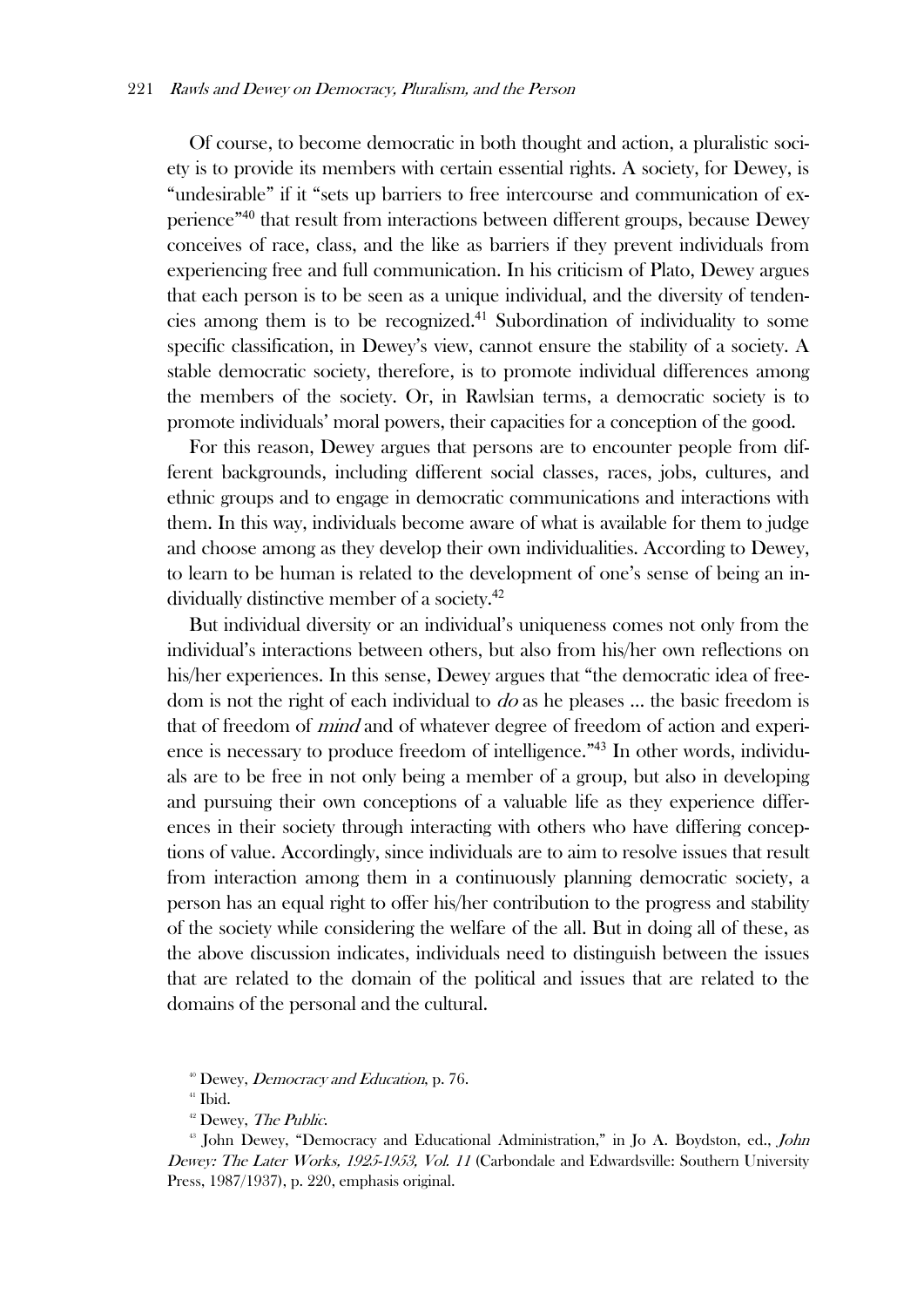Of course, to become democratic in both thought and action, a pluralistic society is to provide its members with certain essential rights. A society, for Dewey, is "undesirable" if it "sets up barriers to free intercourse and communication of experience"[40] that result from interactions between different groups, because Dewey conceives of race, class, and the like as barriers if they prevent individuals from experiencing free and full communication. In his criticism of Plato, Dewey argues that each person is to be seen as a unique individual, and the diversity of tendencies among them is to be recognized.[41] Subordination of individuality to some specific classification, in Dewey's view, cannot ensure the stability of a society. A stable democratic society, therefore, is to promote individual differences among the members of the society. Or, in Rawlsian terms, a democratic society is to promote individuals' moral powers, their capacities for a conception of the good.

For this reason, Dewey argues that persons are to encounter people from different backgrounds, including different social classes, races, jobs, cultures, and ethnic groups and to engage in democratic communications and interactions with them. In this way, individuals become aware of what is available for them to judge and choose among as they develop their own individualities. According to Dewey, to learn to be human is related to the development of one's sense of being an individually distinctive member of a society.[42]

But individual diversity or an individual's uniqueness comes not only from the individual's interactions between others, but also from his/her own reflections on his/her experiences. In this sense, Dewey argues that "the democratic idea of freedom is not the right of each individual to *do* as he pleases ... the basic freedom is that of freedom of *mind* and of whatever degree of freedom of action and experience is necessary to produce freedom of intelligence."[43] In other words, individuals are to be free in not only being a member of a group, but also in developing and pursuing their own conceptions of a valuable life as they experience differences in their society through interacting with others who have differing conceptions of value. Accordingly, since individuals are to aim to resolve issues that result from interaction among them in a continuously planning democratic society, a person has an equal right to offer his/her contribution to the progress and stability of the society while considering the welfare of the all. But in doing all of these, as the above discussion indicates, individuals need to distinguish between the issues that are related to the domain of the political and issues that are related to the domains of the personal and the cultural.

[40] Dewey, *Democracy and Education*, p. 76.

[41] Ibid.

[42] Dewey, *The Public*.

[43] John Dewey, "Democracy and Educational Administration," in Jo A. Boydston, ed., *John Dewey: The Later Works, 1925-1953, Vol. 11* (Carbondale and Edwardsville: Southern University Press, 1987/1937), p. 220, emphasis original.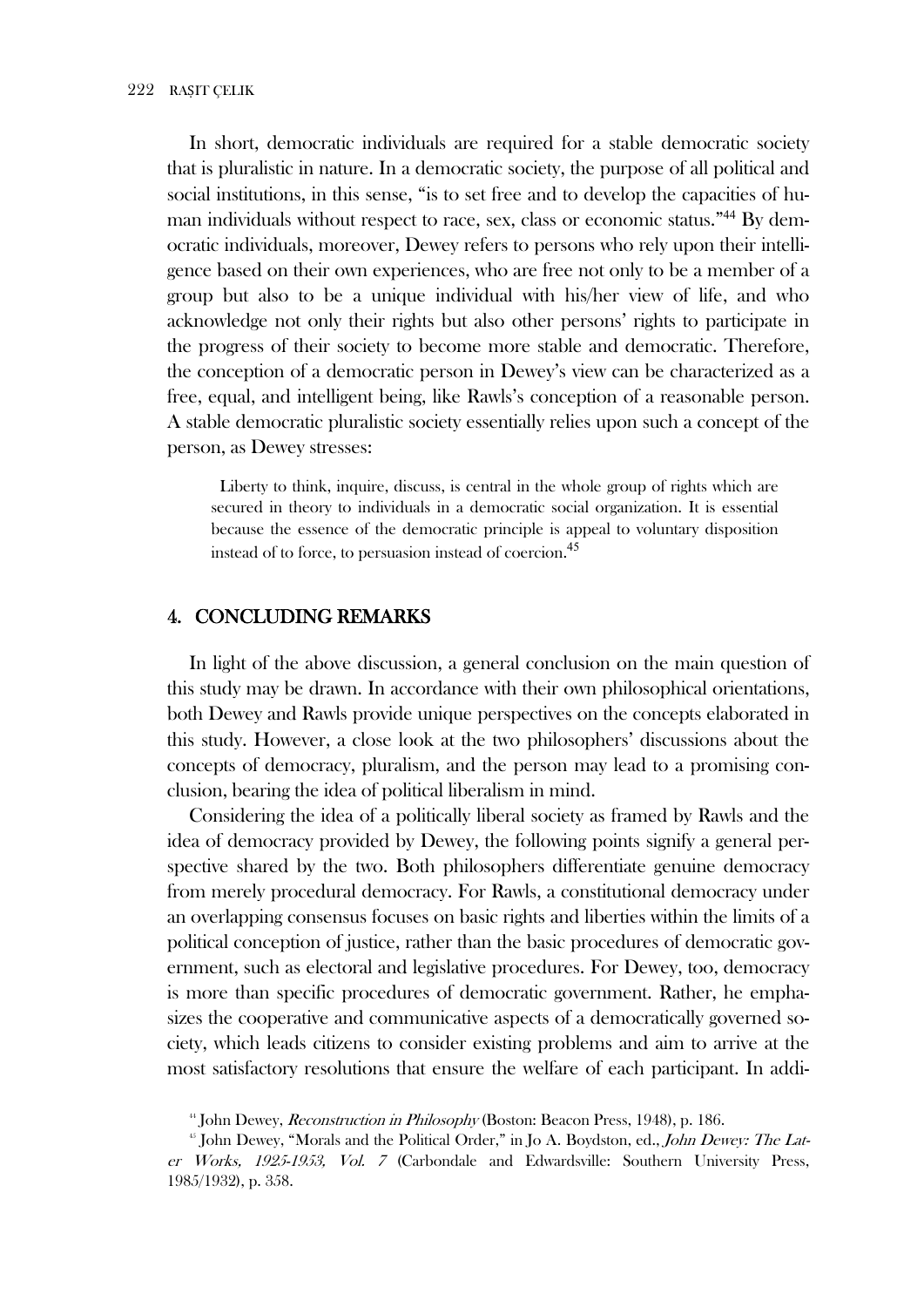In short, democratic individuals are required for a stable democratic society that is pluralistic in nature. In a democratic society, the purpose of all political and social institutions, in this sense, "is to set free and to develop the capacities of human individuals without respect to race, sex, class or economic status."[44] By democratic individuals, moreover, Dewey refers to persons who rely upon their intelligence based on their own experiences, who are free not only to be a member of a group but also to be a unique individual with his/her view of life, and who acknowledge not only their rights but also other persons' rights to participate in the progress of their society to become more stable and democratic. Therefore, the conception of a democratic person in Dewey's view can be characterized as a free, equal, and intelligent being, like Rawls's conception of a reasonable person. A stable democratic pluralistic society essentially relies upon such a concept of the person, as Dewey stresses:

> Liberty to think, inquire, discuss, is central in the whole group of rights which are secured in theory to individuals in a democratic social organization. It is essential because the essence of the democratic principle is appeal to voluntary disposition instead of to force, to persuasion instead of coercion.[45]

## 4. CONCLUDING REMARKS

In light of the above discussion, a general conclusion on the main question of this study may be drawn. In accordance with their own philosophical orientations, both Dewey and Rawls provide unique perspectives on the concepts elaborated in this study. However, a close look at the two philosophers' discussions about the concepts of democracy, pluralism, and the person may lead to a promising conclusion, bearing the idea of political liberalism in mind.

Considering the idea of a politically liberal society as framed by Rawls and the idea of democracy provided by Dewey, the following points signify a general perspective shared by the two. Both philosophers differentiate genuine democracy from merely procedural democracy. For Rawls, a constitutional democracy under an overlapping consensus focuses on basic rights and liberties within the limits of a political conception of justice, rather than the basic procedures of democratic government, such as electoral and legislative procedures. For Dewey, too, democracy is more than specific procedures of democratic government. Rather, he emphasizes the cooperative and communicative aspects of a democratically governed society, which leads citizens to consider existing problems and aim to arrive at the most satisfactory resolutions that ensure the welfare of each participant. In addi-

[44] John Dewey, *Reconstruction in Philosophy* (Boston: Beacon Press, 1948), p. 186.

[45] John Dewey, "Morals and the Political Order," in Jo A. Boydston, ed., *John Dewey: The Later Works, 1925-1953, Vol. 7* (Carbondale and Edwardsville: Southern University Press, 1985/1932), p. 358.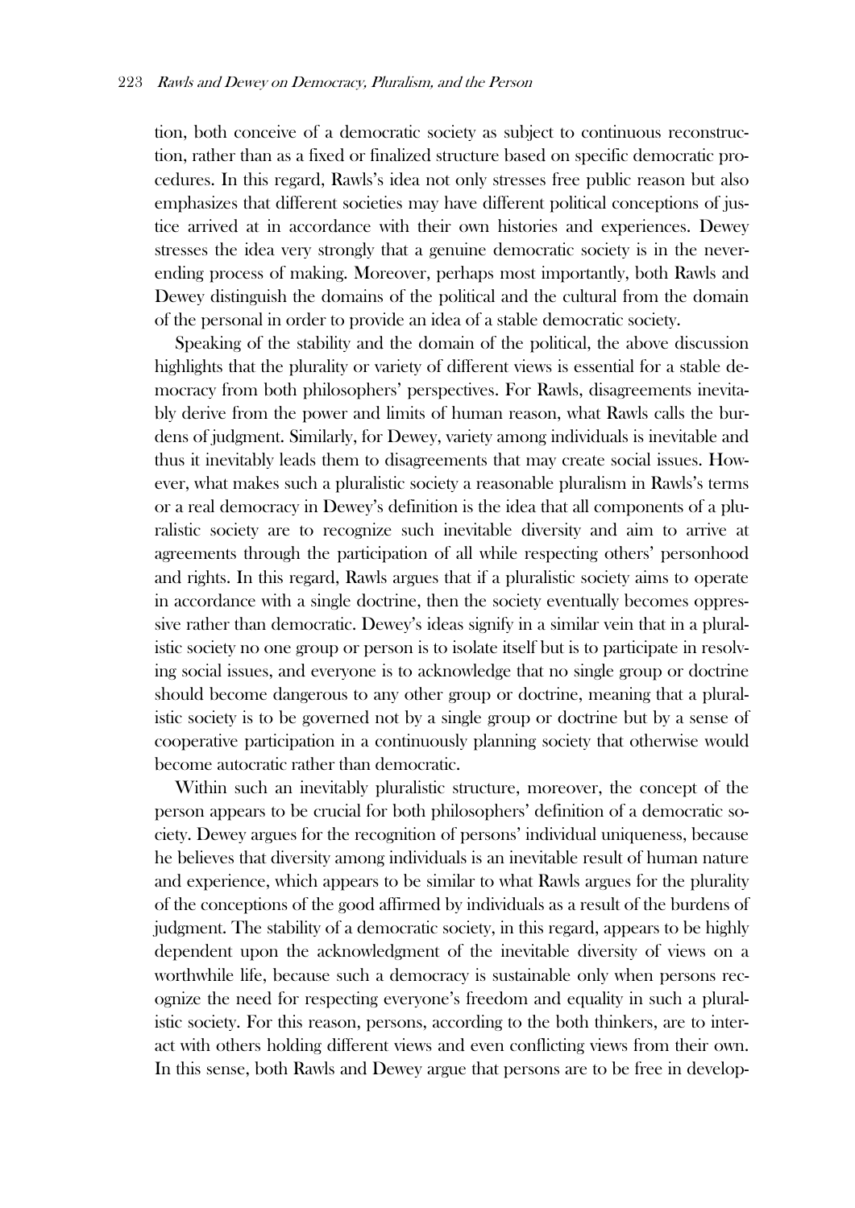tion, both conceive of a democratic society as subject to continuous reconstruction, rather than as a fixed or finalized structure based on specific democratic procedures. In this regard, Rawls's idea not only stresses free public reason but also emphasizes that different societies may have different political conceptions of justice arrived at in accordance with their own histories and experiences. Dewey stresses the idea very strongly that a genuine democratic society is in the never-ending process of making. Moreover, perhaps most importantly, both Rawls and Dewey distinguish the domains of the political and the cultural from the domain of the personal in order to provide an idea of a stable democratic society.

Speaking of the stability and the domain of the political, the above discussion highlights that the plurality or variety of different views is essential for a stable democracy from both philosophers' perspectives. For Rawls, disagreements inevitably derive from the power and limits of human reason, what Rawls calls the burdens of judgment. Similarly, for Dewey, variety among individuals is inevitable and thus it inevitably leads them to disagreements that may create social issues. However, what makes such a pluralistic society a reasonable pluralism in Rawls's terms or a real democracy in Dewey's definition is the idea that all components of a pluralistic society are to recognize such inevitable diversity and aim to arrive at agreements through the participation of all while respecting others' personhood and rights. In this regard, Rawls argues that if a pluralistic society aims to operate in accordance with a single doctrine, then the society eventually becomes oppressive rather than democratic. Dewey's ideas signify in a similar vein that in a pluralistic society no one group or person is to isolate itself but is to participate in resolving social issues, and everyone is to acknowledge that no single group or doctrine should become dangerous to any other group or doctrine, meaning that a pluralistic society is to be governed not by a single group or doctrine but by a sense of cooperative participation in a continuously planning society that otherwise would become autocratic rather than democratic.

Within such an inevitably pluralistic structure, moreover, the concept of the person appears to be crucial for both philosophers' definition of a democratic society. Dewey argues for the recognition of persons' individual uniqueness, because he believes that diversity among individuals is an inevitable result of human nature and experience, which appears to be similar to what Rawls argues for the plurality of the conceptions of the good affirmed by individuals as a result of the burdens of judgment. The stability of a democratic society, in this regard, appears to be highly dependent upon the acknowledgment of the inevitable diversity of views on a worthwhile life, because such a democracy is sustainable only when persons recognize the need for respecting everyone's freedom and equality in such a pluralistic society. For this reason, persons, according to the both thinkers, are to interact with others holding different views and even conflicting views from their own. In this sense, both Rawls and Dewey argue that persons are to be free in develop-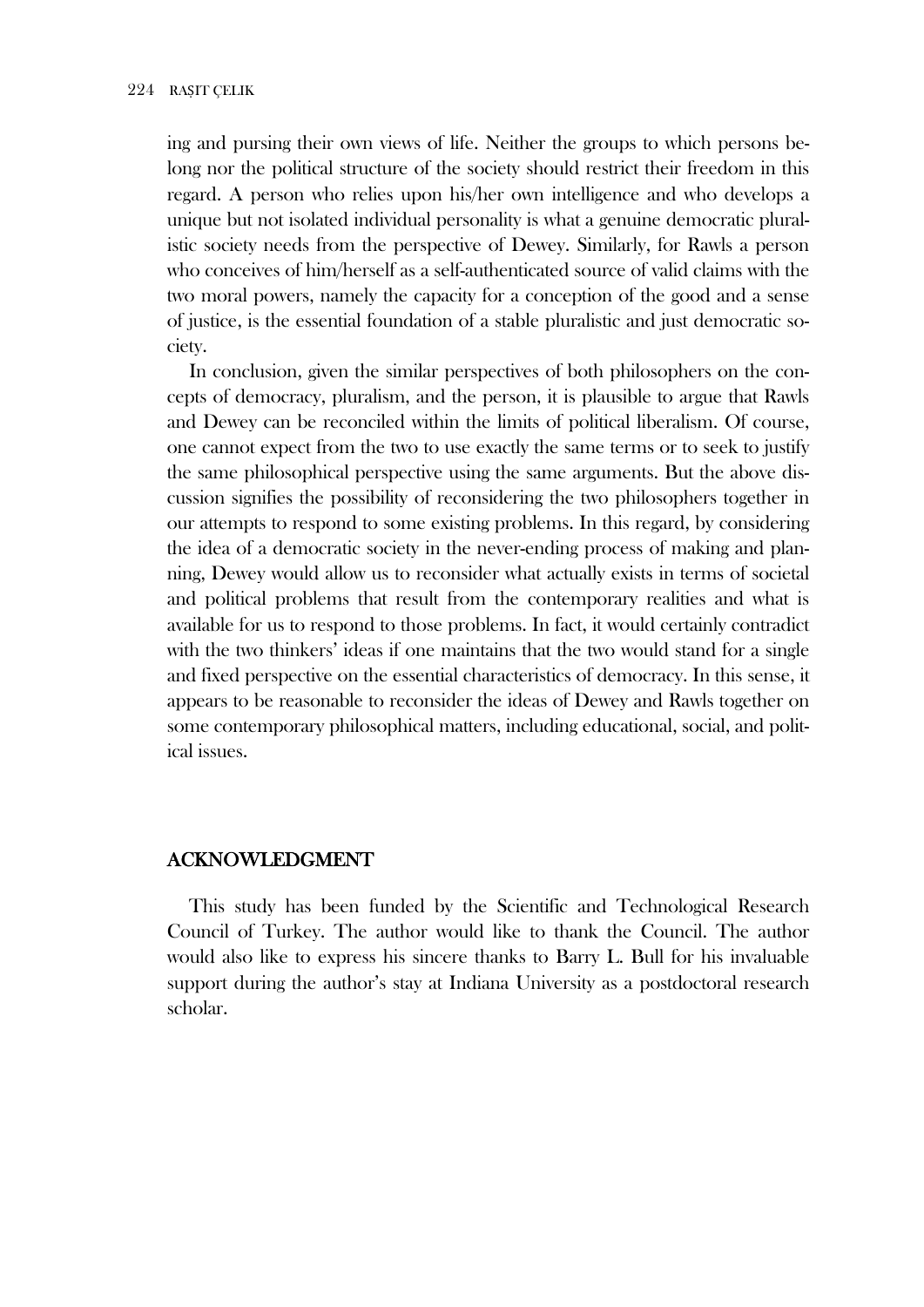ing and pursing their own views of life. Neither the groups to which persons belong nor the political structure of the society should restrict their freedom in this regard. A person who relies upon his/her own intelligence and who develops a unique but not isolated individual personality is what a genuine democratic pluralistic society needs from the perspective of Dewey. Similarly, for Rawls a person who conceives of him/herself as a self-authenticated source of valid claims with the two moral powers, namely the capacity for a conception of the good and a sense of justice, is the essential foundation of a stable pluralistic and just democratic society.

In conclusion, given the similar perspectives of both philosophers on the concepts of democracy, pluralism, and the person, it is plausible to argue that Rawls and Dewey can be reconciled within the limits of political liberalism. Of course, one cannot expect from the two to use exactly the same terms or to seek to justify the same philosophical perspective using the same arguments. But the above discussion signifies the possibility of reconsidering the two philosophers together in our attempts to respond to some existing problems. In this regard, by considering the idea of a democratic society in the never-ending process of making and planning, Dewey would allow us to reconsider what actually exists in terms of societal and political problems that result from the contemporary realities and what is available for us to respond to those problems. In fact, it would certainly contradict with the two thinkers' ideas if one maintains that the two would stand for a single and fixed perspective on the essential characteristics of democracy. In this sense, it appears to be reasonable to reconsider the ideas of Dewey and Rawls together on some contemporary philosophical matters, including educational, social, and political issues.

## ACKNOWLEDGMENT

This study has been funded by the Scientific and Technological Research Council of Turkey. The author would like to thank the Council. The author would also like to express his sincere thanks to Barry L. Bull for his invaluable support during the author's stay at Indiana University as a postdoctoral research scholar.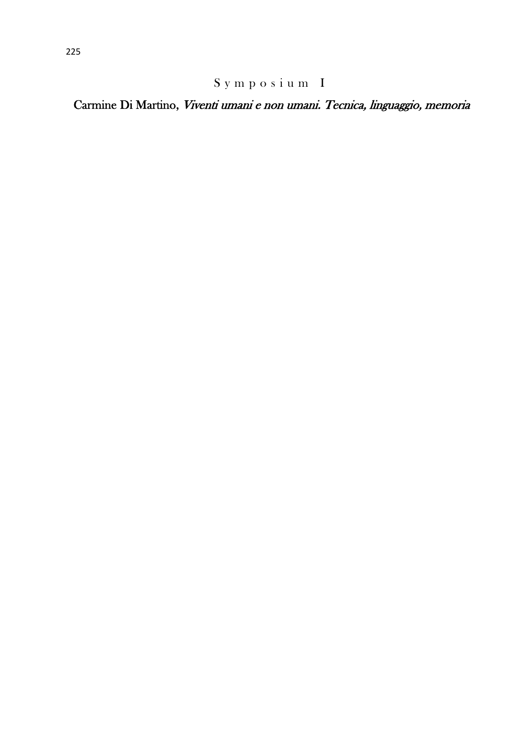# Symposium I

## Carmine Di Martino, *Viventi umani e non umani. Tecnica, linguaggio, memoria*